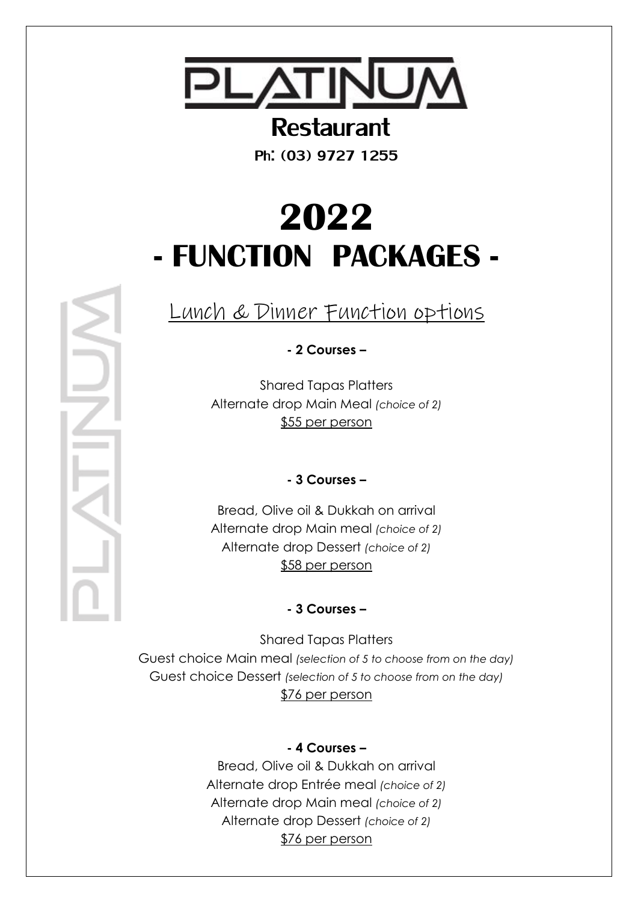# PLATINUM

## Restaurant

**Ph: (03) 9727 1255**

# 2022
# - FUNCTION PACKAGES -

## Lunch & Dinner Function options

**- 2 Courses –**

Shared Tapas Platters
Alternate drop Main Meal *(choice of 2)*
$55 per person

**- 3 Courses –**

Bread, Olive oil & Dukkah on arrival
Alternate drop Main meal *(choice of 2)*
Alternate drop Dessert *(choice of 2)*
$58 per person

**- 3 Courses –**

Shared Tapas Platters
Guest choice Main meal *(selection of 5 to choose from on the day)*
Guest choice Dessert *(selection of 5 to choose from on the day)*
$76 per person

**- 4 Courses –**

Bread, Olive oil & Dukkah on arrival
Alternate drop Entrée meal *(choice of 2)*
Alternate drop Main meal *(choice of 2)*
Alternate drop Dessert *(choice of 2)*
$76 per person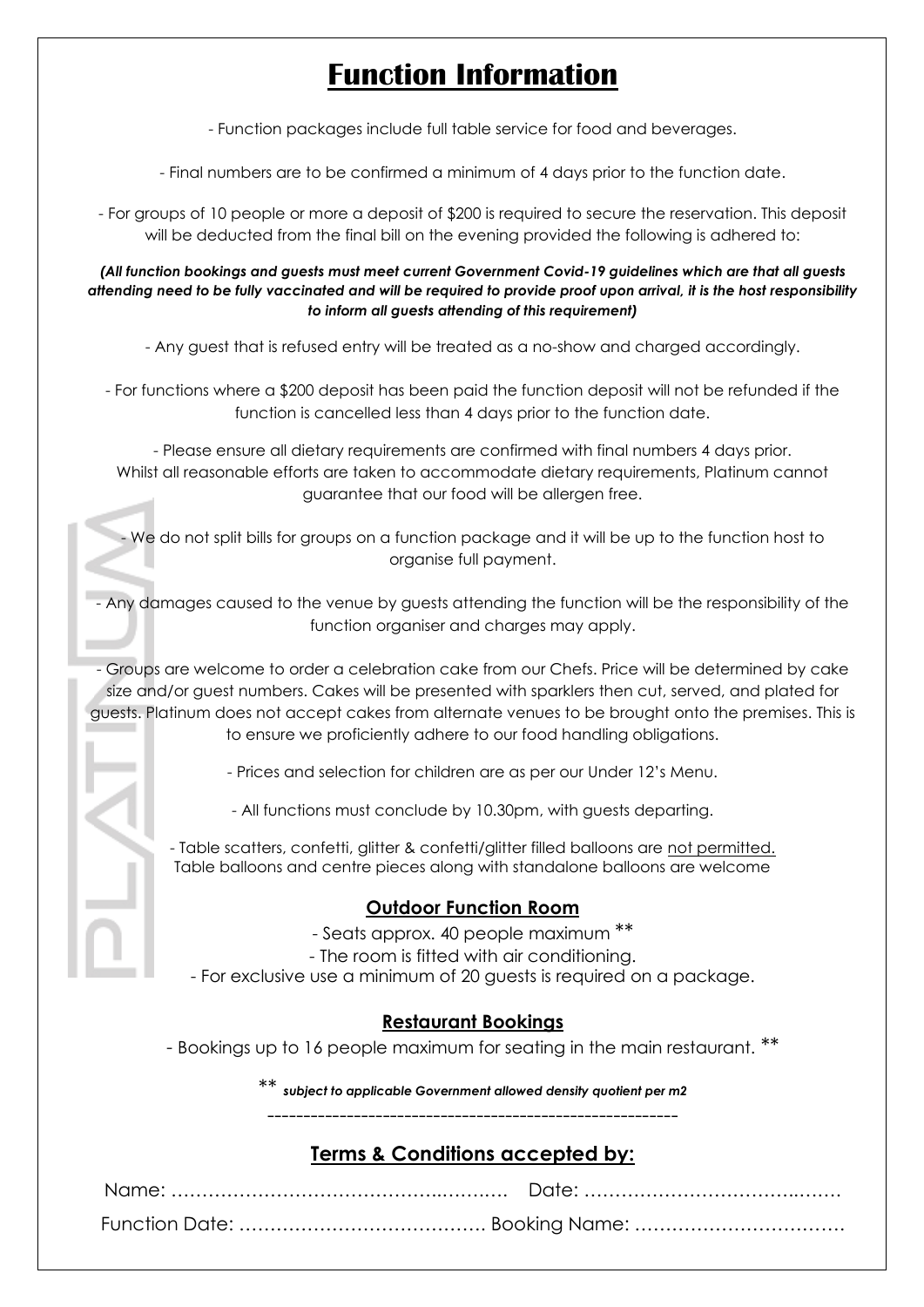# Function Information

- Function packages include full table service for food and beverages.

- Final numbers are to be confirmed a minimum of 4 days prior to the function date.

- For groups of 10 people or more a deposit of $200 is required to secure the reservation. This deposit will be deducted from the final bill on the evening provided the following is adhered to:

***(All function bookings and guests must meet current Government Covid-19 guidelines which are that all guests attending need to be fully vaccinated and will be required to provide proof upon arrival, it is the host responsibility to inform all guests attending of this requirement)***

- Any guest that is refused entry will be treated as a no-show and charged accordingly.

- For functions where a $200 deposit has been paid the function deposit will not be refunded if the function is cancelled less than 4 days prior to the function date.

- Please ensure all dietary requirements are confirmed with final numbers 4 days prior. Whilst all reasonable efforts are taken to accommodate dietary requirements, Platinum cannot guarantee that our food will be allergen free.

- We do not split bills for groups on a function package and it will be up to the function host to organise full payment.

- Any damages caused to the venue by guests attending the function will be the responsibility of the function organiser and charges may apply.

- Groups are welcome to order a celebration cake from our Chefs. Price will be determined by cake size and/or guest numbers. Cakes will be presented with sparklers then cut, served, and plated for guests. Platinum does not accept cakes from alternate venues to be brought onto the premises. This is to ensure we proficiently adhere to our food handling obligations.

- Prices and selection for children are as per our Under 12's Menu.

- All functions must conclude by 10.30pm, with guests departing.

- Table scatters, confetti, glitter & confetti/glitter filled balloons are not permitted. Table balloons and centre pieces along with standalone balloons are welcome

## Outdoor Function Room

- Seats approx. 40 people maximum **
- The room is fitted with air conditioning.
- For exclusive use a minimum of 20 guests is required on a package.

## Restaurant Bookings

- Bookings up to 16 people maximum for seating in the main restaurant. **

** *subject to applicable Government allowed density quotient per m2*

---

## Terms & Conditions accepted by:

Name: ………………………………………………. Date: …………………………………

Function Date: …………………………………. Booking Name: ……………………………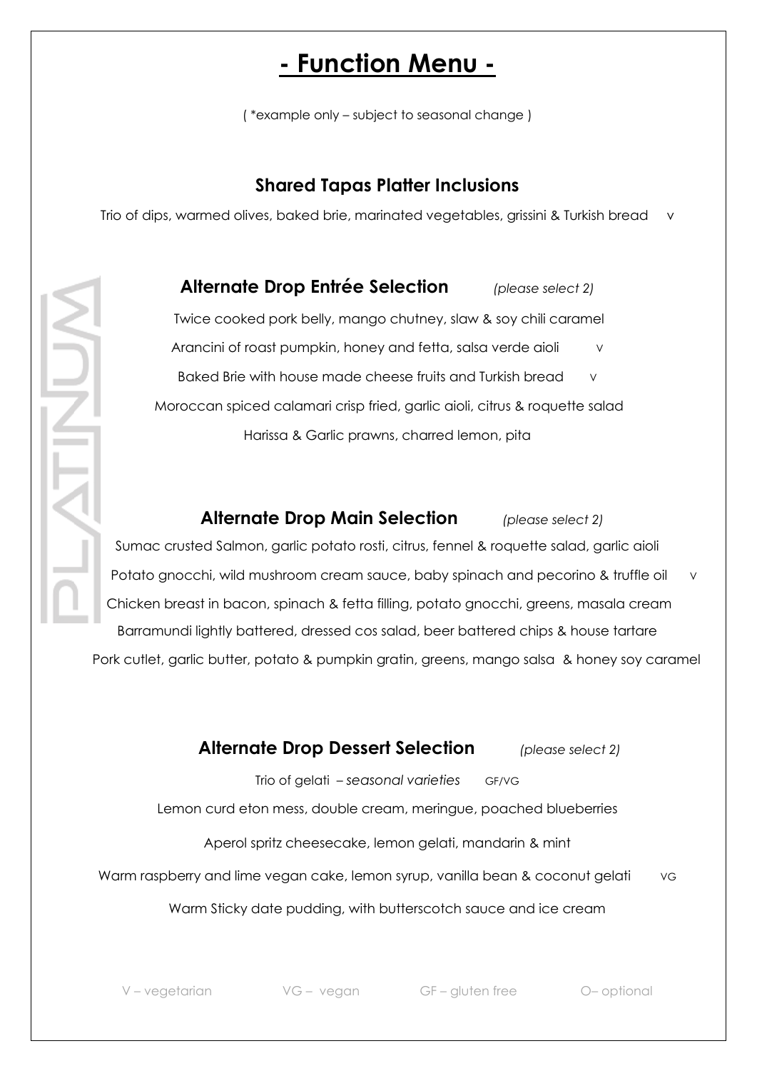# - Function Menu -

( *example only – subject to seasonal change )

## Shared Tapas Platter Inclusions

Trio of dips, warmed olives, baked brie, marinated vegetables, grissini & Turkish bread V

## Alternate Drop Entrée Selection *(please select 2)*

Twice cooked pork belly, mango chutney, slaw & soy chili caramel

Arancini of roast pumpkin, honey and fetta, salsa verde aioli V

Baked Brie with house made cheese fruits and Turkish bread V

Moroccan spiced calamari crisp fried, garlic aioli, citrus & roquette salad

Harissa & Garlic prawns, charred lemon, pita

## Alternate Drop Main Selection *(please select 2)*

Sumac crusted Salmon, garlic potato rosti, citrus, fennel & roquette salad, garlic aioli

Potato gnocchi, wild mushroom cream sauce, baby spinach and pecorino & truffle oil V

Chicken breast in bacon, spinach & fetta filling, potato gnocchi, greens, masala cream

Barramundi lightly battered, dressed cos salad, beer battered chips & house tartare

Pork cutlet, garlic butter, potato & pumpkin gratin, greens, mango salsa & honey soy caramel

## Alternate Drop Dessert Selection *(please select 2)*

Trio of gelati – *seasonal varieties* GF/VG

Lemon curd eton mess, double cream, meringue, poached blueberries

Aperol spritz cheesecake, lemon gelati, mandarin & mint

Warm raspberry and lime vegan cake, lemon syrup, vanilla bean & coconut gelati VG

Warm Sticky date pudding, with butterscotch sauce and ice cream

V – vegetarian  VG – vegan  GF – gluten free  O– optional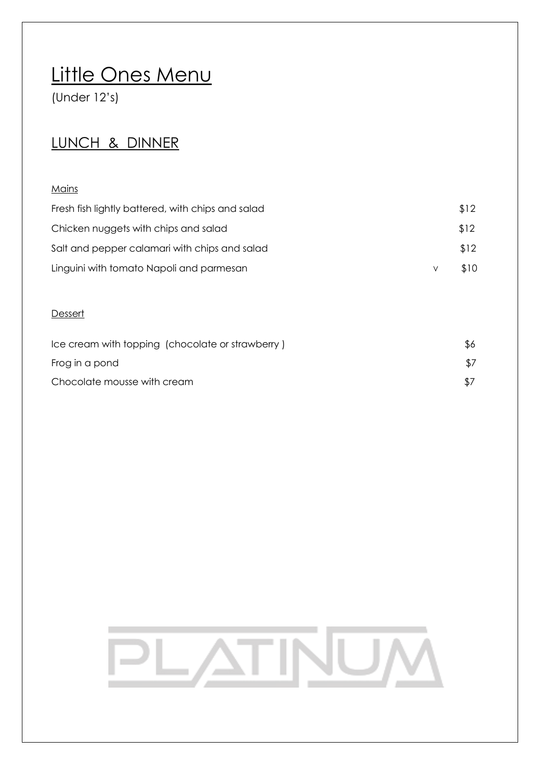# Little Ones Menu

(Under 12's)

## LUNCH & DINNER

### Mains

| | | |
|---|---|---|
| Fresh fish lightly battered, with chips and salad | | $12 |
| Chicken nuggets with chips and salad | | $12 |
| Salt and pepper calamari with chips and salad | | $12 |
| Linguini with tomato Napoli and parmesan | V | $10 |

### Dessert

| | |
|---|---|
| Ice cream with topping (chocolate or strawberry ) | $6 |
| Frog in a pond | $7 |
| Chocolate mousse with cream | $7 |

PLATINUM